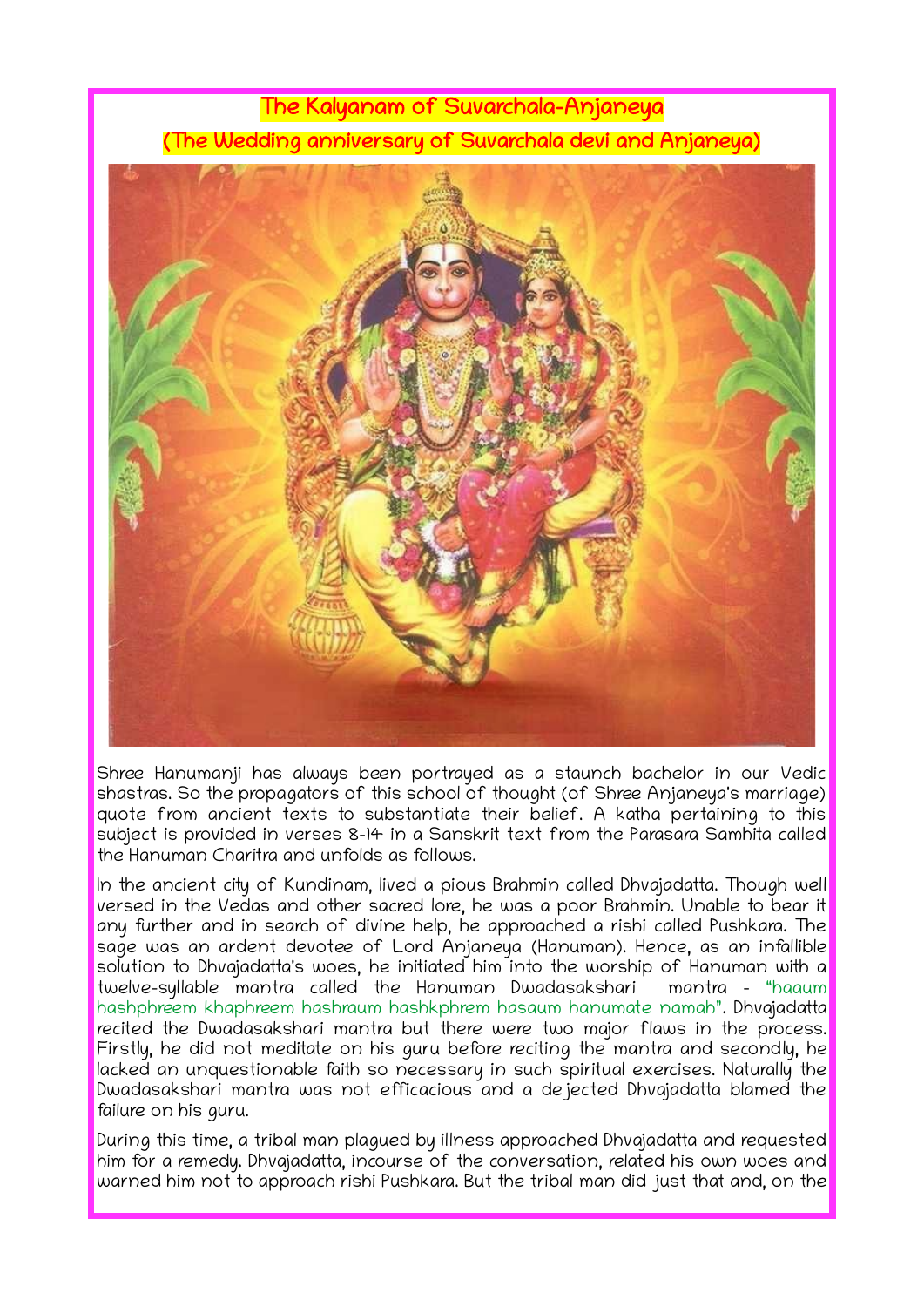# The Kalyanam of Suvarchala-Anjaneya

## (The Wedding anniversary of Suvarchala devi and Anjaneya)

Shree Hanumanji has always been portrayed as a staunch bachelor in our Vedic shastras. So the propagators of this school of thought (of Shree Anjaneya's marriage) quote from ancient texts to substantiate their belief. A katha pertaining to this subject is provided in verses 8-14 in a Sanskrit text from the Parasara Samhita called the Hanuman Charitra and unfolds as follows.

In the ancient city of Kundinam, lived a pious Brahmin called Dhvajadatta. Though well versed in the Vedas and other sacred lore, he was a poor Brahmin. Unable to bear it any further and in search of divine help, he approached a rishi called Pushkara. The sage was an ardent devotee of Lord Anjaneya (Hanuman). Hence, as an infallible solution to Dhvajadatta's woes, he initiated him into the worship of Hanuman with a twelve-syllable mantra called the Hanuman Dwadasakshari mantra - "haaum hashphreem khaphreem hashraum hashkphrem hasaum hanumate namah". Dhvajadatta recited the Dwadasakshari mantra but there were two major flaws in the process. Firstly, he did not meditate on his guru before reciting the mantra and secondly, he lacked an unquestionable faith so necessary in such spiritual exercises. Naturally the Dwadasakshari mantra was not efficacious and a dejected Dhvajadatta blamed the failure on his guru.

During this time, a tribal man plagued by illness approached Dhvajadatta and requested him for a remedy. Dhvajadatta, incourse of the conversation, related his own woes and warned him not to approach rishi Pushkara. But the tribal man did just that and, on the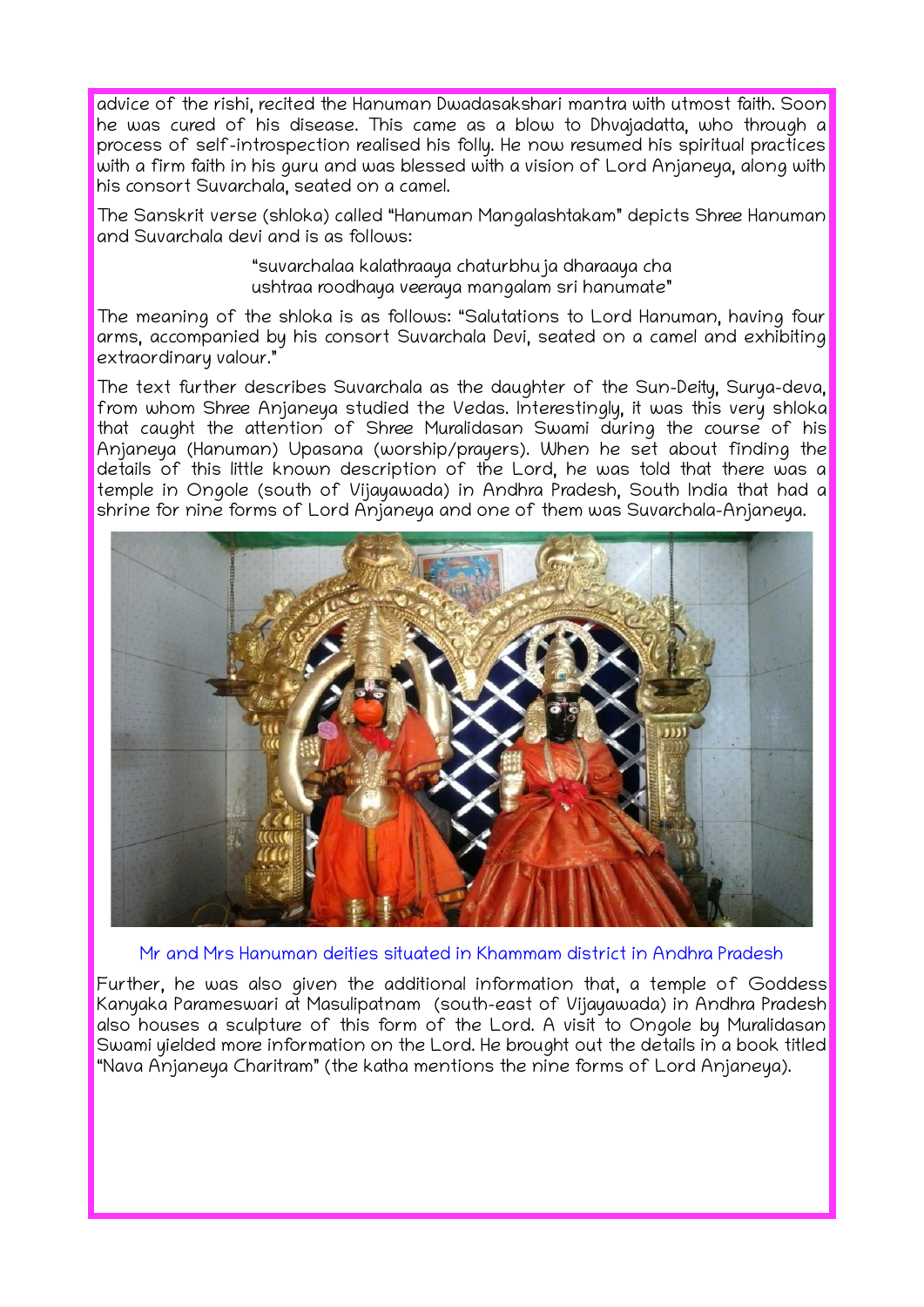advice of the rishi, recited the Hanuman Dwadasakshari mantra with utmost faith. Soon he was cured of his disease. This came as a blow to Dhvajadatta, who through a process of self-introspection realised his folly. He now resumed his spiritual practices with a firm faith in his guru and was blessed with a vision of Lord Anjaneya, along with his consort Suvarchala, seated on a camel.

The Sanskrit verse (shloka) called "Hanuman Mangalashtakam" depicts Shree Hanuman and Suvarchala devi and is as follows:

> "suvarchalaa kalathraaya chaturbhuja dharaaya cha
> ushtraa roodhaya veeraya mangalam sri hanumate"

The meaning of the shloka is as follows: "Salutations to Lord Hanuman, having four arms, accompanied by his consort Suvarchala Devi, seated on a camel and exhibiting extraordinary valour."

The text further describes Suvarchala as the daughter of the Sun-Deity, Surya-deva, from whom Shree Anjaneya studied the Vedas. Interestingly, it was this very shloka that caught the attention of Shree Muralidasan Swami during the course of his Anjaneya (Hanuman) Upasana (worship/prayers). When he set about finding the details of this little known description of the Lord, he was told that there was a temple in Ongole (south of Vijayawada) in Andhra Pradesh, South India that had a shrine for nine forms of Lord Anjaneya and one of them was Suvarchala-Anjaneya.

Mr and Mrs Hanuman deities situated in Khammam district in Andhra Pradesh

Further, he was also given the additional information that, a temple of Goddess Kanyaka Parameswari at Masulipatnam (south-east of Vijayawada) in Andhra Pradesh also houses a sculpture of this form of the Lord. A visit to Ongole by Muralidasan Swami yielded more information on the Lord. He brought out the details in a book titled "Nava Anjaneya Charitram" (the katha mentions the nine forms of Lord Anjaneya).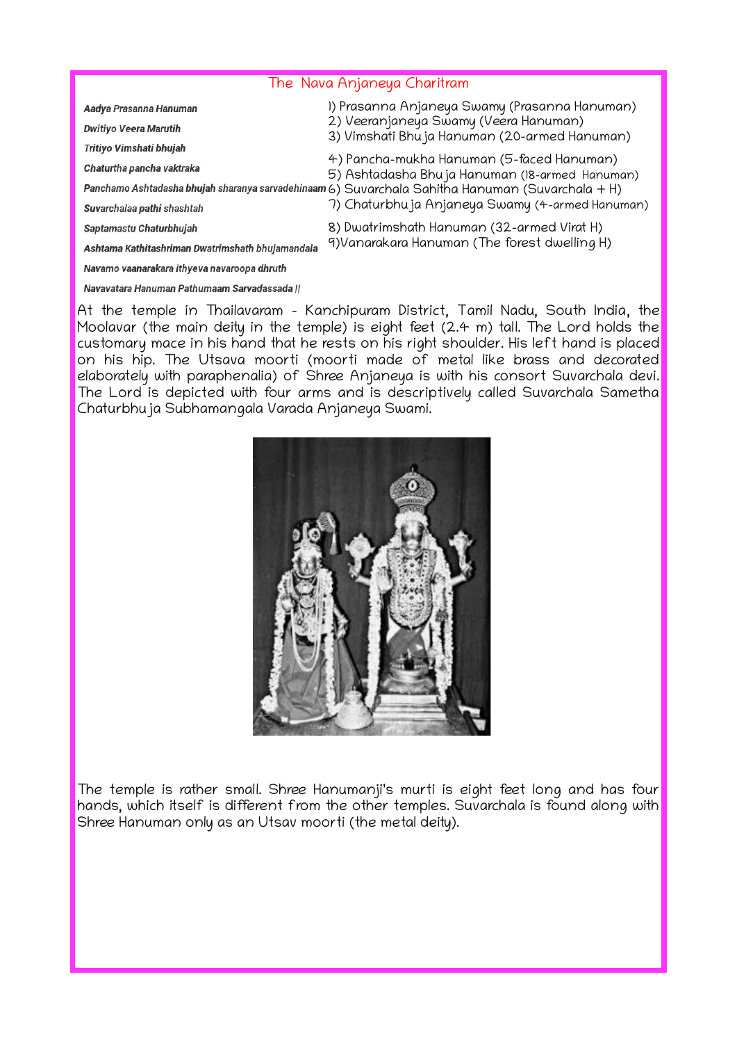## The Nava Anjaneya Charitram

*Aadya Prasanna Hanuman*
*Dwitiyo Veera Marutih*
*Tritiyo Vimshati bhujah*
*Chaturtha pancha vaktraka*
*Panchamo Ashtadasha bhujah sharanya sarvadehinaam*
*Suvarchalaa pathi shashtah*
*Saptamastu Chaturbhujah*
*Ashtama Kathitashriman Dwatrimshath bhujamandala*
*Navamo vaanarakara ithyeva navaroopa dhruth*
*Navavatara Hanuman Pathumaam Sarvadassada ||*

1) Prasanna Anjaneya Swamy (Prasanna Hanuman)
2) Veeranjaneya Swamy (Veera Hanuman)
3) Vimshati Bhuja Hanuman (20-armed Hanuman)
4) Pancha-mukha Hanuman (5-faced Hanuman)
5) Ashtadasha Bhuja Hanuman (18-armed Hanuman)
6) Suvarchala Sahitha Hanuman (Suvarchala + H)
7) Chaturbhuja Anjaneya Swamy (4-armed Hanuman)
8) Dwatrimshath Hanuman (32-armed Virat H)
9) Vanarakara Hanuman (The forest dwelling H)

At the temple in Thailavaram - Kanchipuram District, Tamil Nadu, South India, the Moolavar (the main deity in the temple) is eight feet (2.4 m) tall. The Lord holds the customary mace in his hand that he rests on his right shoulder. His left hand is placed on his hip. The Utsava moorti (moorti made of metal like brass and decorated elaborately with paraphenalia) of Shree Anjaneya is with his consort Suvarchala devi. The Lord is depicted with four arms and is descriptively called Suvarchala Sametha Chaturbhuja Subhamangala Varada Anjaneya Swami.

The temple is rather small. Shree Hanumanji's murti is eight feet long and has four hands, which itself is different from the other temples. Suvarchala is found along with Shree Hanuman only as an Utsav moorti (the metal deity).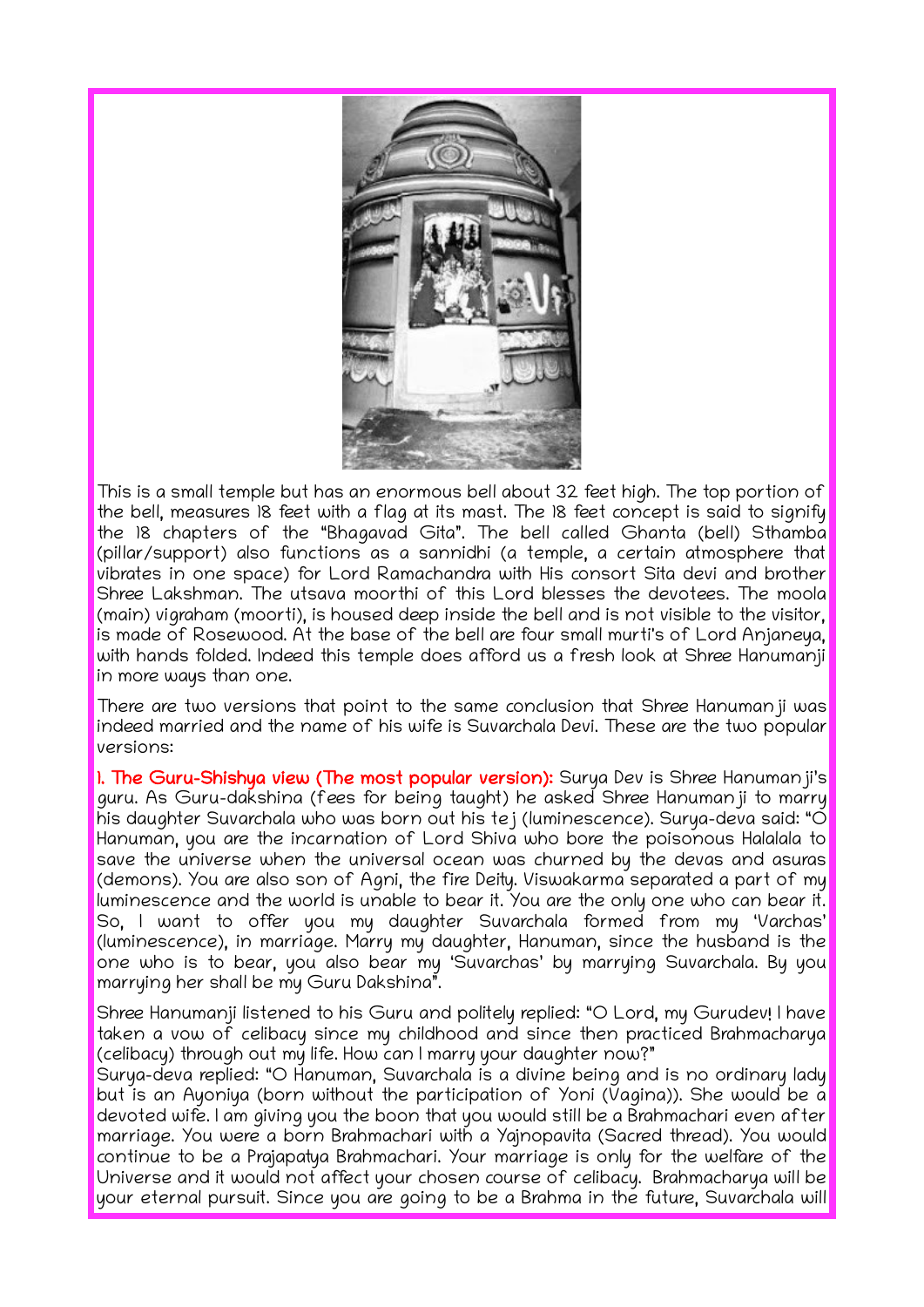This is a small temple but has an enormous bell about 32 feet high. The top portion of the bell, measures 18 feet with a flag at its mast. The 18 feet concept is said to signify the 18 chapters of the "Bhagavad Gita". The bell called Ghanta (bell) Sthamba (pillar/support) also functions as a sannidhi (a temple, a certain atmosphere that vibrates in one space) for Lord Ramachandra with His consort Sita devi and brother Shree Lakshman. The utsava moorthi of this Lord blesses the devotees. The moola (main) vigraham (moorti), is housed deep inside the bell and is not visible to the visitor, is made of Rosewood. At the base of the bell are four small murti's of Lord Anjaneya, with hands folded. Indeed this temple does afford us a fresh look at Shree Hanumanji in more ways than one.

There are two versions that point to the same conclusion that Shree Hanuman ji was indeed married and the name of his wife is Suvarchala Devi. These are the two popular versions:

**1. The Guru-Shishya view (The most popular version):** Surya Dev is Shree Hanuman ji's guru. As Guru-dakshina (fees for being taught) he asked Shree Hanuman ji to marry his daughter Suvarchala who was born out his tej (luminescence). Surya-deva said: "O Hanuman, you are the incarnation of Lord Shiva who bore the poisonous Halalala to save the universe when the universal ocean was churned by the devas and asuras (demons). You are also son of Agni, the fire Deity. Viswakarma separated a part of my luminescence and the world is unable to bear it. You are the only one who can bear it. So, I want to offer you my daughter Suvarchala formed from my 'Varchas' (luminescence), in marriage. Marry my daughter, Hanuman, since the husband is the one who is to bear, you also bear my 'Suvarchas' by marrying Suvarchala. By you marrying her shall be my Guru Dakshina".

Shree Hanumanji listened to his Guru and politely replied: "O Lord, my Gurudev! I have taken a vow of celibacy since my childhood and since then practiced Brahmacharya (celibacy) through out my life. How can I marry your daughter now?"
Surya-deva replied: "O Hanuman, Suvarchala is a divine being and is no ordinary lady but is an Ayoniya (born without the participation of Yoni (Vagina)). She would be a devoted wife. I am giving you the boon that you would still be a Brahmachari even after marriage. You were a born Brahmachari with a Yajnopavita (Sacred thread). You would continue to be a Prajapatya Brahmachari. Your marriage is only for the welfare of the Universe and it would not affect your chosen course of celibacy. Brahmacharya will be your eternal pursuit. Since you are going to be a Brahma in the future, Suvarchala will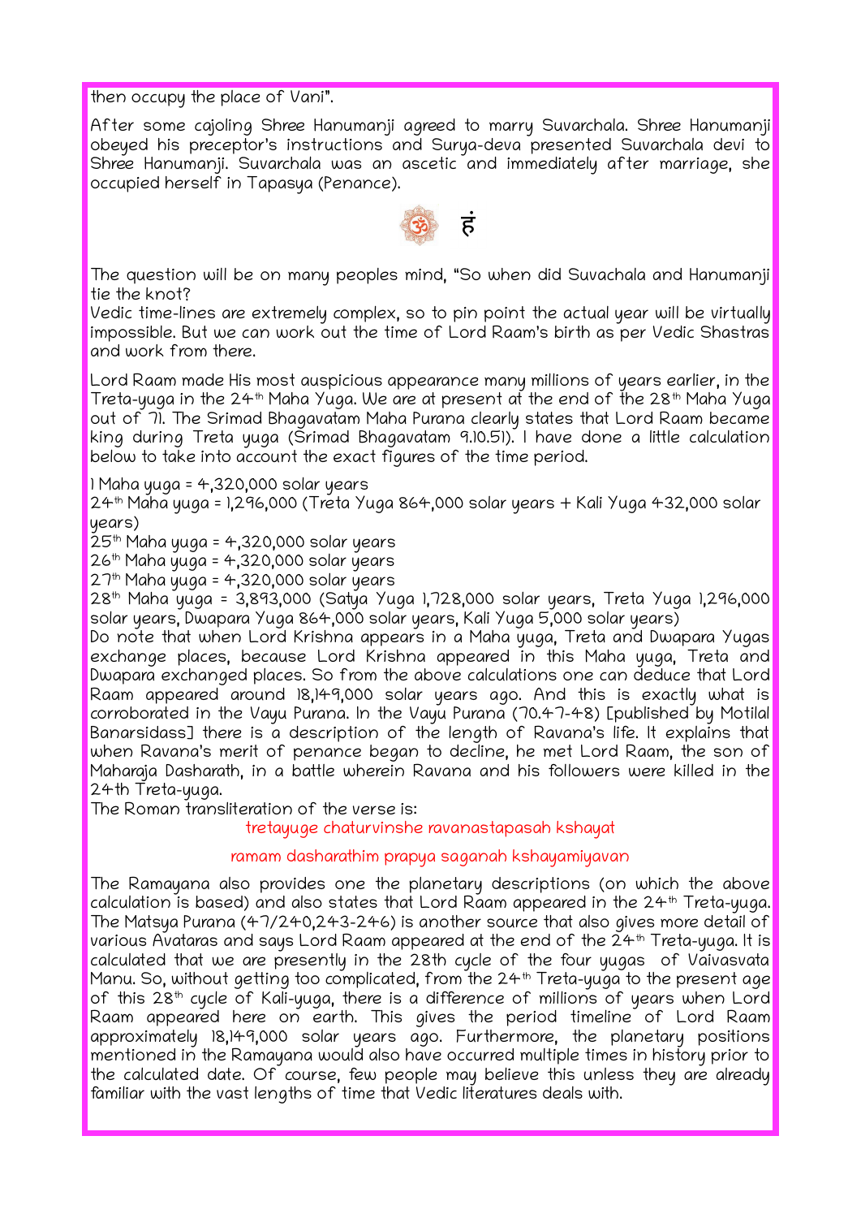then occupy the place of Vani".

After some cajoling Shree Hanumanji agreed to marry Suvarchala. Shree Hanumanji obeyed his preceptor's instructions and Surya-deva presented Suvarchala devi to Shree Hanumanji. Suvarchala was an ascetic and immediately after marriage, she occupied herself in Tapasya (Penance).

हं

The question will be on many peoples mind, "So when did Suvachala and Hanumanji tie the knot?

Vedic time-lines are extremely complex, so to pin point the actual year will be virtually impossible. But we can work out the time of Lord Raam's birth as per Vedic Shastras and work from there.

Lord Raam made His most auspicious appearance many millions of years earlier, in the Treta-yuga in the 24th Maha Yuga. We are at present at the end of the 28th Maha Yuga out of 71. The Srimad Bhagavatam Maha Purana clearly states that Lord Raam became king during Treta yuga (Srimad Bhagavatam 9.10.51). I have done a little calculation below to take into account the exact figures of the time period.

1 Maha yuga = 4,320,000 solar years
24th Maha yuga = 1,296,000 (Treta Yuga 864,000 solar years + Kali Yuga 432,000 solar years)
25th Maha yuga = 4,320,000 solar years
26th Maha yuga = 4,320,000 solar years
27th Maha yuga = 4,320,000 solar years
28th Maha yuga = 3,893,000 (Satya Yuga 1,728,000 solar years, Treta Yuga 1,296,000 solar years, Dwapara Yuga 864,000 solar years, Kali Yuga 5,000 solar years)
Do note that when Lord Krishna appears in a Maha yuga, Treta and Dwapara Yugas exchange places, because Lord Krishna appeared in this Maha yuga, Treta and Dwapara exchanged places. So from the above calculations one can deduce that Lord Raam appeared around 18,149,000 solar years ago. And this is exactly what is corroborated in the Vayu Purana. In the Vayu Purana (70.47-48) [published by Motilal Banarsidass] there is a description of the length of Ravana's life. It explains that when Ravana's merit of penance began to decline, he met Lord Raam, the son of Maharaja Dasharath, in a battle wherein Ravana and his followers were killed in the 24th Treta-yuga.
The Roman transliteration of the verse is:

tretayuge chaturvinshe ravanastapasah kshayat

ramam dasharathim prapya saganah kshayamiyavan

The Ramayana also provides one the planetary descriptions (on which the above calculation is based) and also states that Lord Raam appeared in the 24th Treta-yuga. The Matsya Purana (47/240,243-246) is another source that also gives more detail of various Avataras and says Lord Raam appeared at the end of the 24th Treta-yuga. It is calculated that we are presently in the 28th cycle of the four yugas of Vaivasvata Manu. So, without getting too complicated, from the 24th Treta-yuga to the present age of this 28th cycle of Kali-yuga, there is a difference of millions of years when Lord Raam appeared here on earth. This gives the period timeline of Lord Raam approximately 18,149,000 solar years ago. Furthermore, the planetary positions mentioned in the Ramayana would also have occurred multiple times in history prior to the calculated date. Of course, few people may believe this unless they are already familiar with the vast lengths of time that Vedic literatures deals with.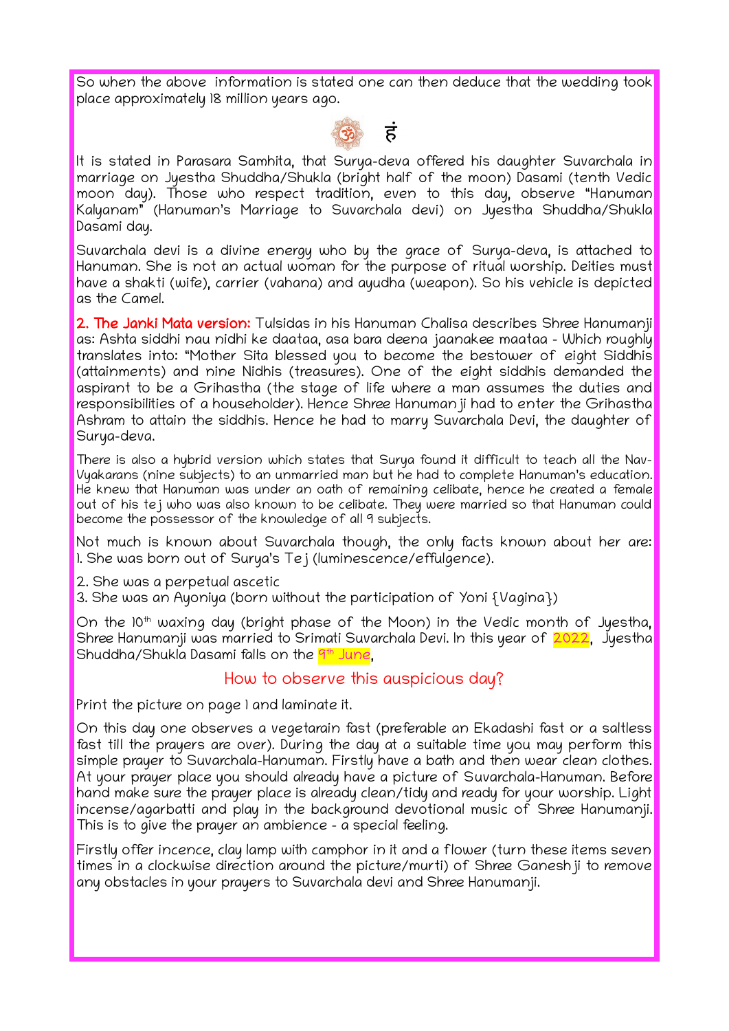So when the above information is stated one can then deduce that the wedding took place approximately 18 million years ago.

ॐ हं

It is stated in Parasara Samhita, that Surya-deva offered his daughter Suvarchala in marriage on Jyestha Shuddha/Shukla (bright half of the moon) Dasami (tenth Vedic moon day). Those who respect tradition, even to this day, observe "Hanuman Kalyanam" (Hanuman's Marriage to Suvarchala devi) on Jyestha Shuddha/Shukla Dasami day.

Suvarchala devi is a divine energy who by the grace of Surya-deva, is attached to Hanuman. She is not an actual woman for the purpose of ritual worship. Deities must have a shakti (wife), carrier (vahana) and ayudha (weapon). So his vehicle is depicted as the Camel.

**2. The Janki Mata version:** Tulsidas in his Hanuman Chalisa describes Shree Hanumanji as: Ashta siddhi nau nidhi ke daataa, asa bara deena jaanakee maataa - Which roughly translates into: "Mother Sita blessed you to become the bestower of eight Siddhis (attainments) and nine Nidhis (treasures). One of the eight siddhis demanded the aspirant to be a Grihastha (the stage of life where a man assumes the duties and responsibilities of a householder). Hence Shree Hanuman ji had to enter the Grihastha Ashram to attain the siddhis. Hence he had to marry Suvarchala Devi, the daughter of Surya-deva.

There is also a hybrid version which states that Surya found it difficult to teach all the Nav-Vyakarans (nine subjects) to an unmarried man but he had to complete Hanuman's education. He knew that Hanuman was under an oath of remaining celibate, hence he created a female out of his tej who was also known to be celibate. They were married so that Hanuman could become the possessor of the knowledge of all 9 subjects.

Not much is known about Suvarchala though, the only facts known about her are:
1. She was born out of Surya's Tej (luminescence/effulgence).
2. She was a perpetual ascetic
3. She was an Ayoniya (born without the participation of Yoni {Vagina})

On the 10th waxing day (bright phase of the Moon) in the Vedic month of Jyestha, Shree Hanumanji was married to Srimati Suvarchala Devi. In this year of 2022, Jyestha Shuddha/Shukla Dasami falls on the 9th June,

## How to observe this auspicious day?

Print the picture on page 1 and laminate it.

On this day one observes a vegetarain fast (preferable an Ekadashi fast or a saltless fast till the prayers are over). During the day at a suitable time you may perform this simple prayer to Suvarchala-Hanuman. Firstly have a bath and then wear clean clothes. At your prayer place you should already have a picture of Suvarchala-Hanuman. Before hand make sure the prayer place is already clean/tidy and ready for your worship. Light incense/agarbatti and play in the background devotional music of Shree Hanumanji. This is to give the prayer an ambience - a special feeling.

Firstly offer incence, clay lamp with camphor in it and a flower (turn these items seven times in a clockwise direction around the picture/murti) of Shree Ganesh ji to remove any obstacles in your prayers to Suvarchala devi and Shree Hanumanji.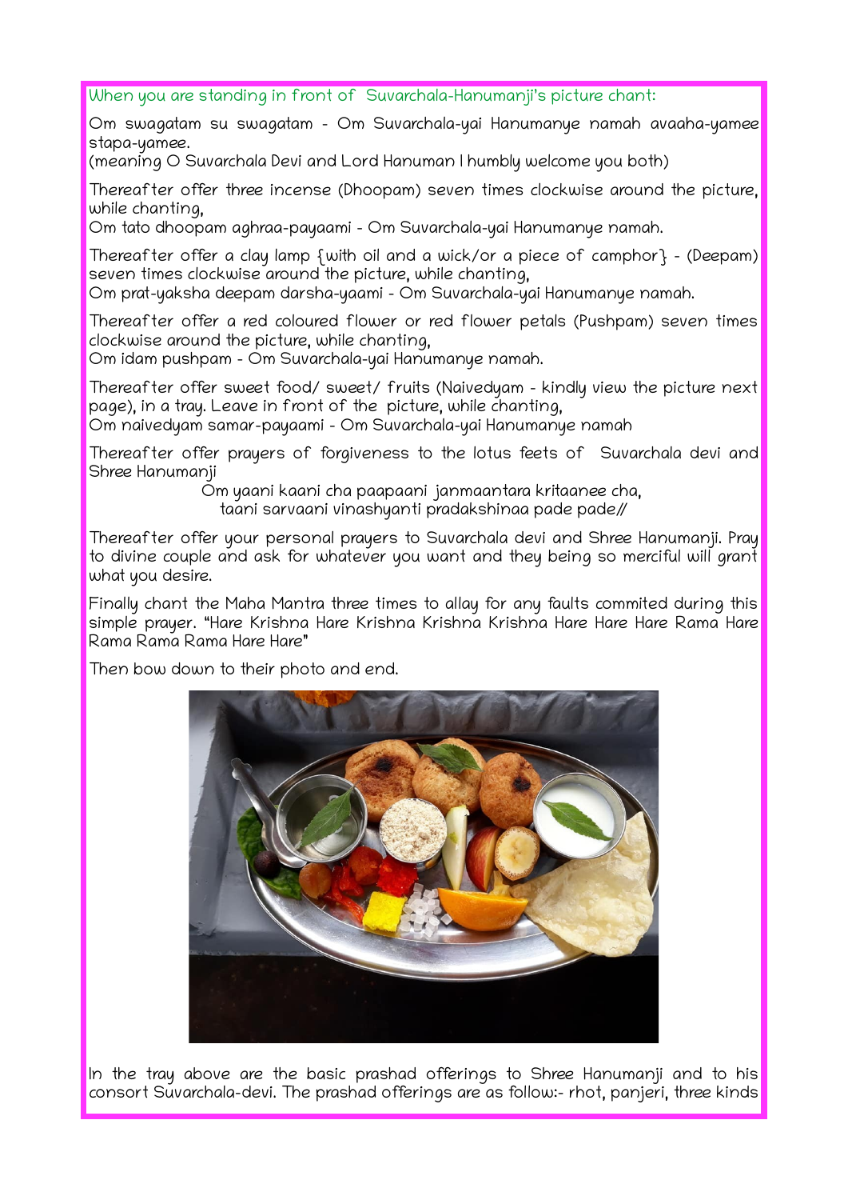When you are standing in front of Suvarchala-Hanumanji's picture chant:

Om swagatam su swagatam - Om Suvarchala-yai Hanumanye namah avaaha-yamee stapa-yamee.
(meaning O Suvarchala Devi and Lord Hanuman I humbly welcome you both)

Thereafter offer three incense (Dhoopam) seven times clockwise around the picture, while chanting,
Om tato dhoopam aghraa-payaami - Om Suvarchala-yai Hanumanye namah.

Thereafter offer a clay lamp {with oil and a wick/or a piece of camphor} - (Deepam) seven times clockwise around the picture, while chanting,
Om prat-yaksha deepam darsha-yaami - Om Suvarchala-yai Hanumanye namah.

Thereafter offer a red coloured flower or red flower petals (Pushpam) seven times clockwise around the picture, while chanting,
Om idam pushpam - Om Suvarchala-yai Hanumanye namah.

Thereafter offer sweet food/ sweet/ fruits (Naivedyam - kindly view the picture next page), in a tray. Leave in front of the picture, while chanting,
Om naivedyam samar-payaami - Om Suvarchala-yai Hanumanye namah

Thereafter offer prayers of forgiveness to the lotus feets of Suvarchala devi and Shree Hanumanji

Om yaani kaani cha paapaani janmaantara kritaanee cha,
taani sarvaani vinashyanti pradakshinaa pade pade//

Thereafter offer your personal prayers to Suvarchala devi and Shree Hanumanji. Pray to divine couple and ask for whatever you want and they being so merciful will grant what you desire.

Finally chant the Maha Mantra three times to allay for any faults commited during this simple prayer. "Hare Krishna Hare Krishna Krishna Krishna Hare Hare Hare Rama Hare Rama Rama Rama Hare Hare"

Then bow down to their photo and end.

In the tray above are the basic prashad offerings to Shree Hanumanji and to his consort Suvarchala-devi. The prashad offerings are as follow:- rhot, panjeri, three kinds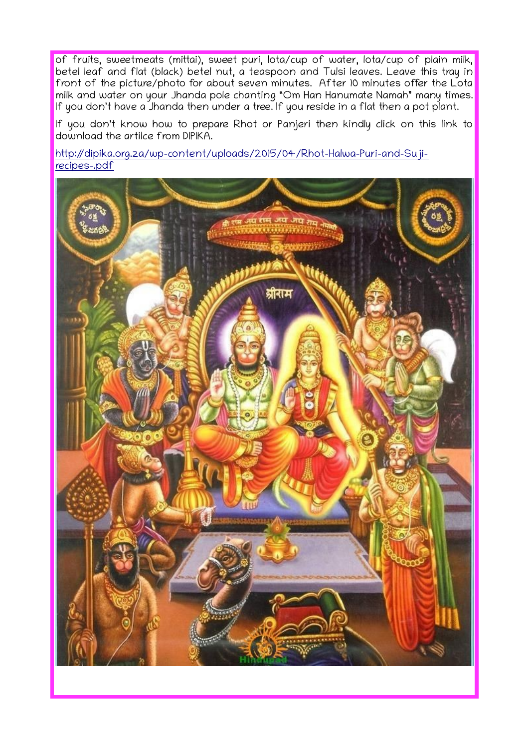of fruits, sweetmeats (mittai), sweet puri, lota/cup of water, lota/cup of plain milk, betel leaf and flat (black) betel nut, a teaspoon and Tulsi leaves. Leave this tray in front of the picture/photo for about seven minutes. After 10 minutes offer the Lota milk and water on your Jhanda pole chanting "Om Han Hanumate Namah" many times. If you don't have a Jhanda then under a tree. If you reside in a flat then a pot plant.

If you don't know how to prepare Rhot or Panjeri then kindly click on this link to download the artilce from DIPIKA.

http://dipika.org.za/wp-content/uploads/2015/04/Rhot-Halwa-Puri-and-Suji-recipes-.pdf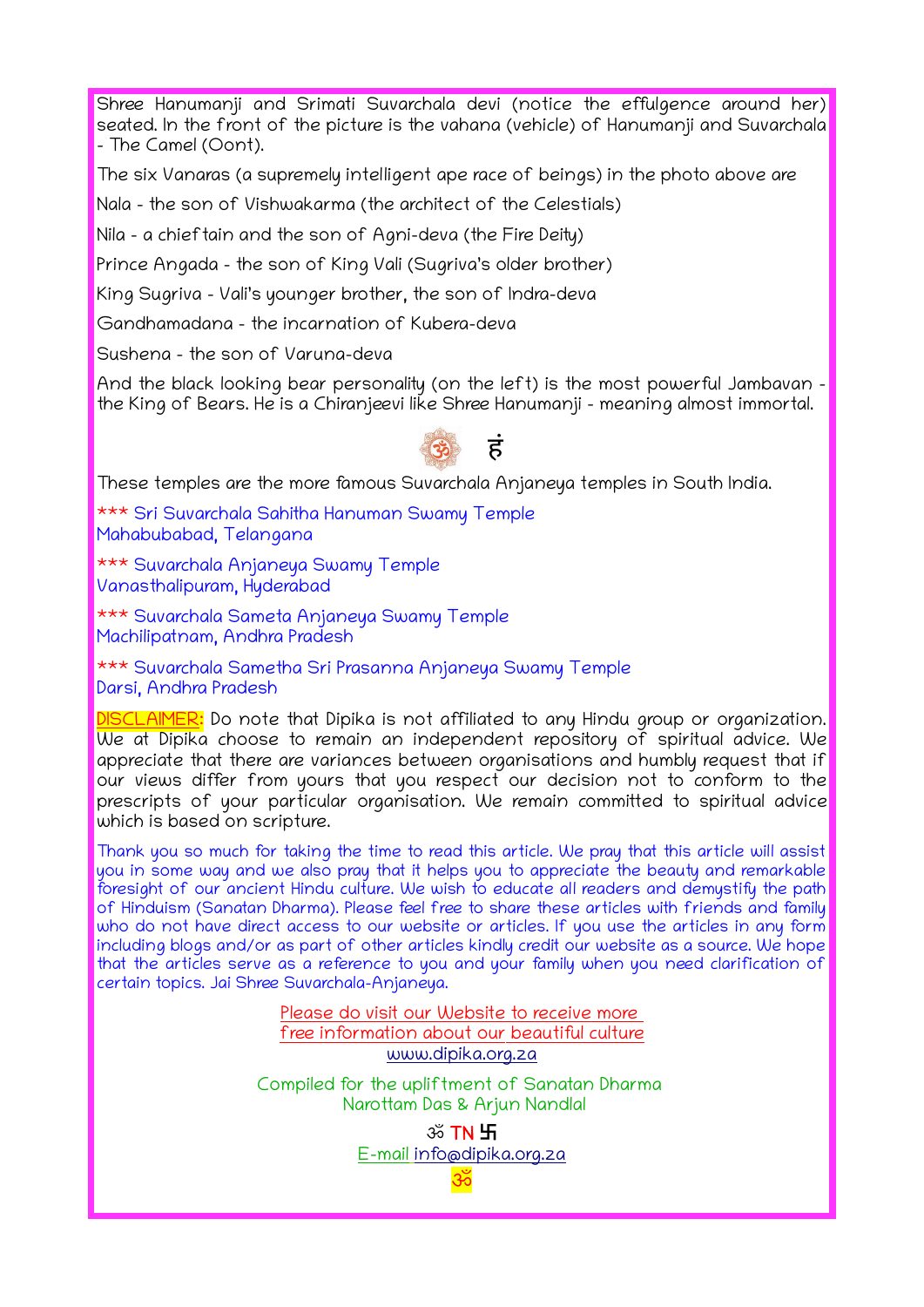Shree Hanumanji and Srimati Suvarchala devi (notice the effulgence around her) seated. In the front of the picture is the vahana (vehicle) of Hanumanji and Suvarchala - The Camel (Oont).

The six Vanaras (a supremely intelligent ape race of beings) in the photo above are

Nala - the son of Vishwakarma (the architect of the Celestials)

Nila - a chieftain and the son of Agni-deva (the Fire Deity)

Prince Angada - the son of King Vali (Sugriva's older brother)

King Sugriva - Vali's younger brother, the son of Indra-deva

Gandhamadana - the incarnation of Kubera-deva

Sushena - the son of Varuna-deva

And the black looking bear personality (on the left) is the most powerful Jambavan - the King of Bears. He is a Chiranjeevi like Shree Hanumanji - meaning almost immortal.

ॐ हं

These temples are the more famous Suvarchala Anjaneya temples in South India.

*** Sri Suvarchala Sahitha Hanuman Swamy Temple
Mahabubabad, Telangana

*** Suvarchala Anjaneya Swamy Temple
Vanasthalipuram, Hyderabad

*** Suvarchala Sameta Anjaneya Swamy Temple
Machilipatnam, Andhra Pradesh

*** Suvarchala Sametha Sri Prasanna Anjaneya Swamy Temple
Darsi, Andhra Pradesh

DISCLAIMER: Do note that Dipika is not affiliated to any Hindu group or organization. We at Dipika choose to remain an independent repository of spiritual advice. We appreciate that there are variances between organisations and humbly request that if our views differ from yours that you respect our decision not to conform to the prescripts of your particular organisation. We remain committed to spiritual advice which is based on scripture.

Thank you so much for taking the time to read this article. We pray that this article will assist you in some way and we also pray that it helps you to appreciate the beauty and remarkable foresight of our ancient Hindu culture. We wish to educate all readers and demystify the path of Hinduism (Sanatan Dharma). Please feel free to share these articles with friends and family who do not have direct access to our website or articles. If you use the articles in any form including blogs and/or as part of other articles kindly credit our website as a source. We hope that the articles serve as a reference to you and your family when you need clarification of certain topics. Jai Shree Suvarchala-Anjaneya.

Please do visit our Website to receive more free information about our beautiful culture
www.dipika.org.za

Compiled for the upliftment of Sanatan Dharma
Narottam Das & Arjun Nandlal

ॐ TN 卐
E-mail info@dipika.org.za

ॐ